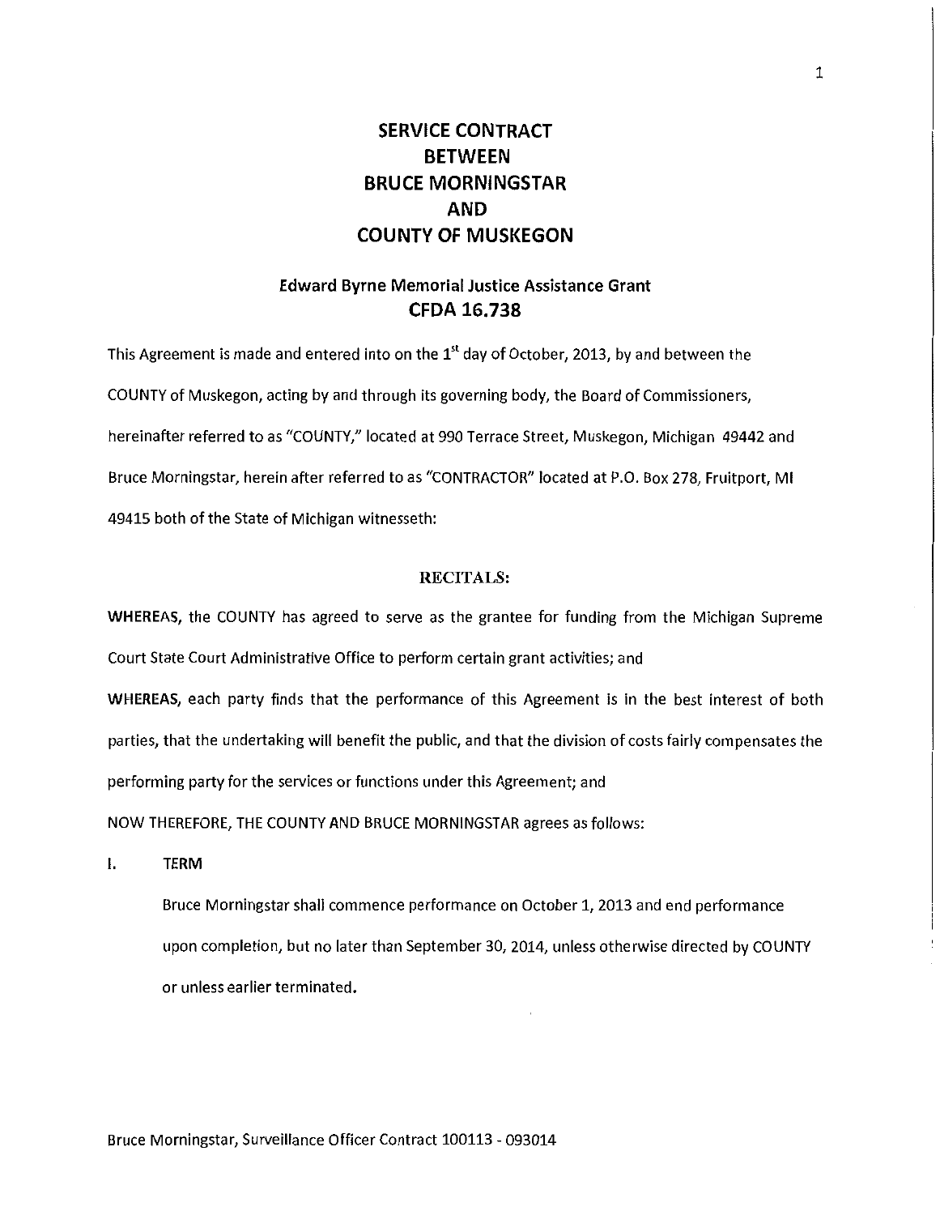# SERVICE CONTRACT BETWEEN BRUCE MORNINGSTAR AND COUNTY OF MUSKEGON

## Edward Byrne Memorial Justice Assistance Grant CFDA 16.738

This Agreement is made and entered into on the 1st day of October, 2013, by and between the COUNTY of Muskegon, acting by and through its governing body, the Board of Commissioners, hereinafter referred to as "COUNTY," located at 990 Terrace Street, Muskegon, Michigan 49442 and Bruce Morningstar, herein after referred to as "CONTRACTOR" located at P.O. Box 278, Fruitport, MI 49415 both of the State of Michigan witnesseth:

**RECITALS:**

**WHEREAS,** the COUNTY has agreed to serve as the grantee for funding from the Michigan Supreme Court State Court Administrative Office to perform certain grant activities; and

**WHEREAS,** each party finds that the performance of this Agreement is in the best interest of both parties, that the undertaking will benefit the public, and that the division of costs fairly compensates the performing party for the services or functions under this Agreement; and

NOW THEREFORE, THE COUNTY AND BRUCE MORNINGSTAR agrees as follows:

I. TERM

Bruce Morningstar shall commence performance on October 1, 2013 and end performance upon completion, but no later than September 30, 2014, unless otherwise directed by COUNTY or unless earlier terminated.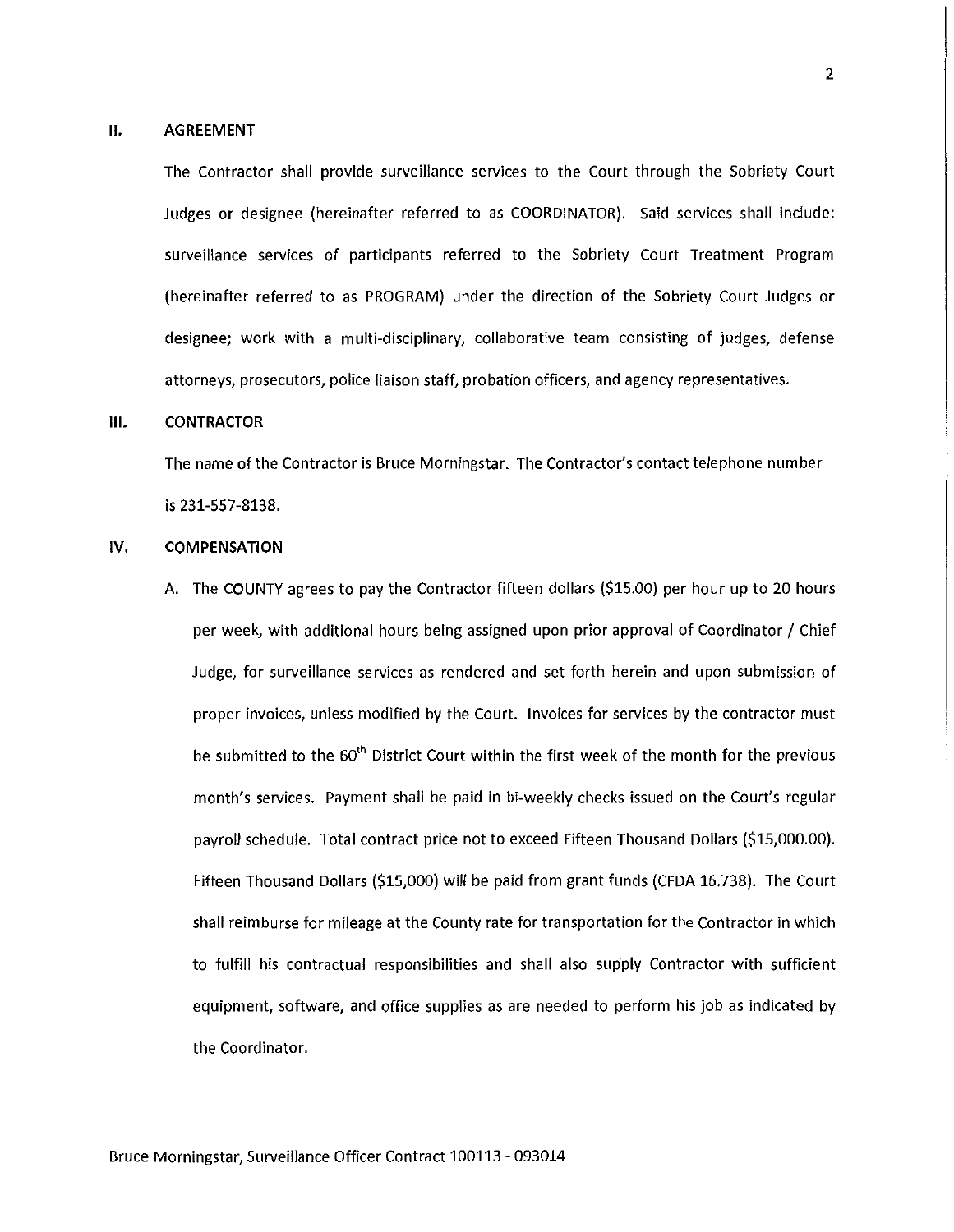## II. AGREEMENT

The Contractor shall provide surveillance services to the Court through the Sobriety Court Judges or designee (hereinafter referred to as COORDINATOR). Said services shall include: surveillance services of participants referred to the Sobriety Court Treatment Program (hereinafter referred to as PROGRAM) under the direction of the Sobriety Court Judges or designee; work with a multi-disciplinary, collaborative team consisting of judges, defense attorneys, prosecutors, police liaison staff, probation officers, and agency representatives.

## III. CONTRACTOR

The name of the Contractor is Bruce Morningstar. The Contractor's contact telephone number is 231-557-8138.

## IV. COMPENSATION

A. The COUNTY agrees to pay the Contractor fifteen dollars ($15.00) per hour up to 20 hours per week, with additional hours being assigned upon prior approval of Coordinator / Chief Judge, for surveillance services as rendered and set forth herein and upon submission of proper invoices, unless modified by the Court. Invoices for services by the contractor must be submitted to the 60th District Court within the first week of the month for the previous month's services. Payment shall be paid in bi-weekly checks issued on the Court's regular payroll schedule. Total contract price not to exceed Fifteen Thousand Dollars ($15,000.00). Fifteen Thousand Dollars ($15,000) will be paid from grant funds (CFDA 16.738). The Court shall reimburse for mileage at the County rate for transportation for the Contractor in which to fulfill his contractual responsibilities and shall also supply Contractor with sufficient equipment, software, and office supplies as are needed to perform his job as indicated by the Coordinator.

Bruce Morningstar, Surveillance Officer Contract 100113 - 093014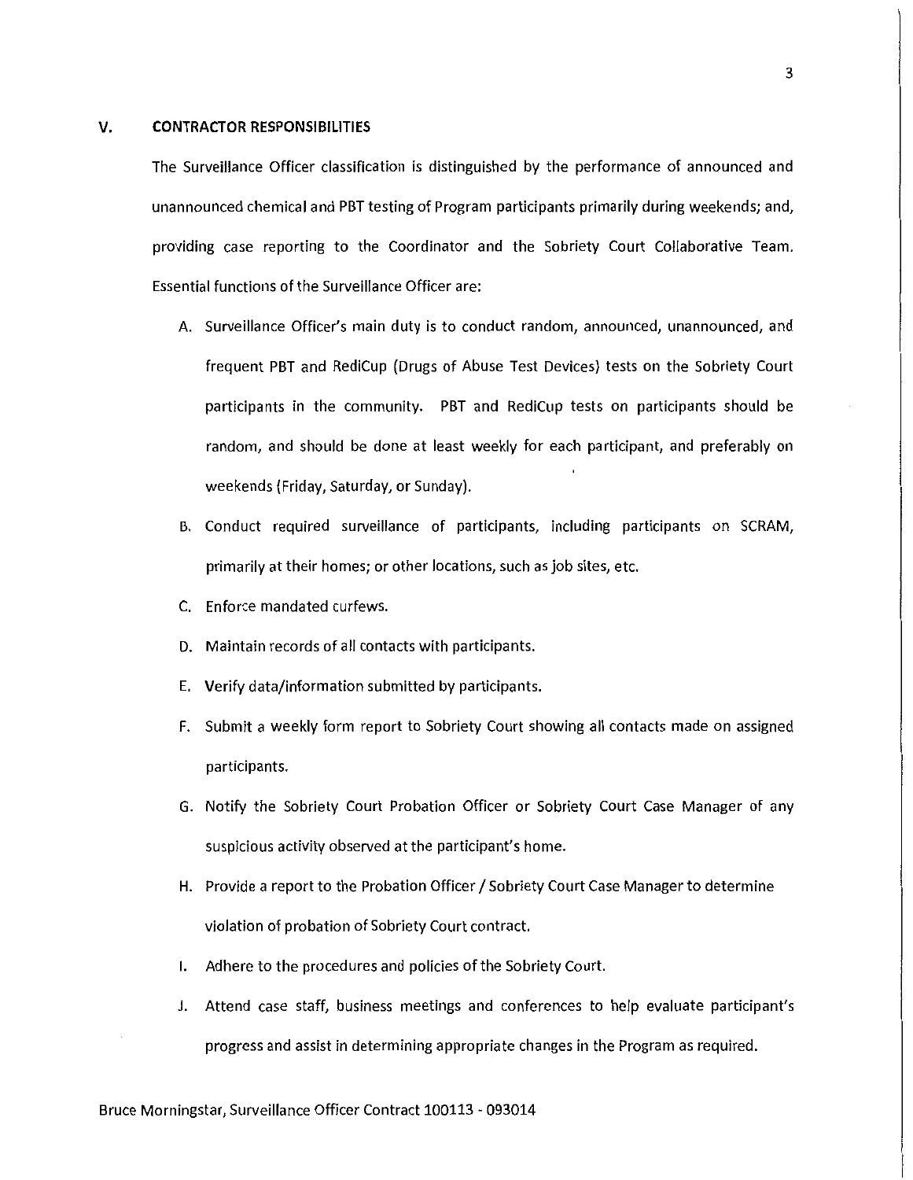## V. CONTRACTOR RESPONSIBILITIES

The Surveillance Officer classification is distinguished by the performance of announced and unannounced chemical and PBT testing of Program participants primarily during weekends; and, providing case reporting to the Coordinator and the Sobriety Court Collaborative Team. Essential functions of the Surveillance Officer are:

A. Surveillance Officer's main duty is to conduct random, announced, unannounced, and frequent PBT and RediCup (Drugs of Abuse Test Devices) tests on the Sobriety Court participants in the community. PBT and RediCup tests on participants should be random, and should be done at least weekly for each participant, and preferably on weekends (Friday, Saturday, or Sunday).

B. Conduct required surveillance of participants, including participants on SCRAM, primarily at their homes; or other locations, such as job sites, etc.

C. Enforce mandated curfews.

D. Maintain records of all contacts with participants.

E. Verify data/information submitted by participants.

F. Submit a weekly form report to Sobriety Court showing all contacts made on assigned participants.

G. Notify the Sobriety Court Probation Officer or Sobriety Court Case Manager of any suspicious activity observed at the participant's home.

H. Provide a report to the Probation Officer / Sobriety Court Case Manager to determine violation of probation of Sobriety Court contract.

I. Adhere to the procedures and policies of the Sobriety Court.

J. Attend case staff, business meetings and conferences to help evaluate participant's progress and assist in determining appropriate changes in the Program as required.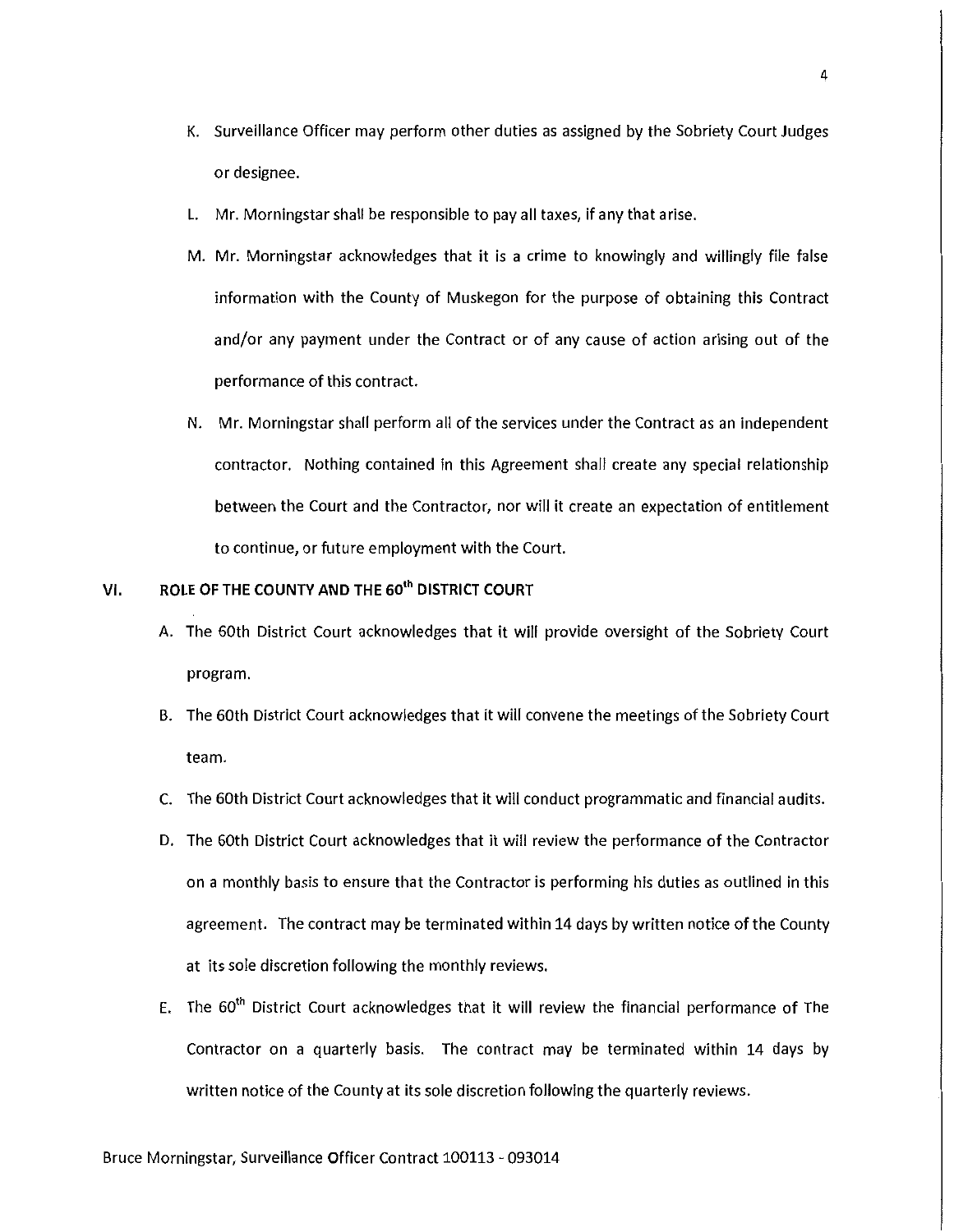K. Surveillance Officer may perform other duties as assigned by the Sobriety Court Judges or designee.

L. Mr. Morningstar shall be responsible to pay all taxes, if any that arise.

M. Mr. Morningstar acknowledges that it is a crime to knowingly and willingly file false information with the County of Muskegon for the purpose of obtaining this Contract and/or any payment under the Contract or of any cause of action arising out of the performance of this contract.

N. Mr. Morningstar shall perform all of the services under the Contract as an independent contractor. Nothing contained in this Agreement shall create any special relationship between the Court and the Contractor, nor will it create an expectation of entitlement to continue, or future employment with the Court.

## VI. ROLE OF THE COUNTY AND THE 60th DISTRICT COURT

A. The 60th District Court acknowledges that it will provide oversight of the Sobriety Court program.

B. The 60th District Court acknowledges that it will convene the meetings of the Sobriety Court team.

C. The 60th District Court acknowledges that it will conduct programmatic and financial audits.

D. The 60th District Court acknowledges that it will review the performance of the Contractor on a monthly basis to ensure that the Contractor is performing his duties as outlined in this agreement. The contract may be terminated within 14 days by written notice of the County at its sole discretion following the monthly reviews.

E. The 60th District Court acknowledges that it will review the financial performance of The Contractor on a quarterly basis. The contract may be terminated within 14 days by written notice of the County at its sole discretion following the quarterly reviews.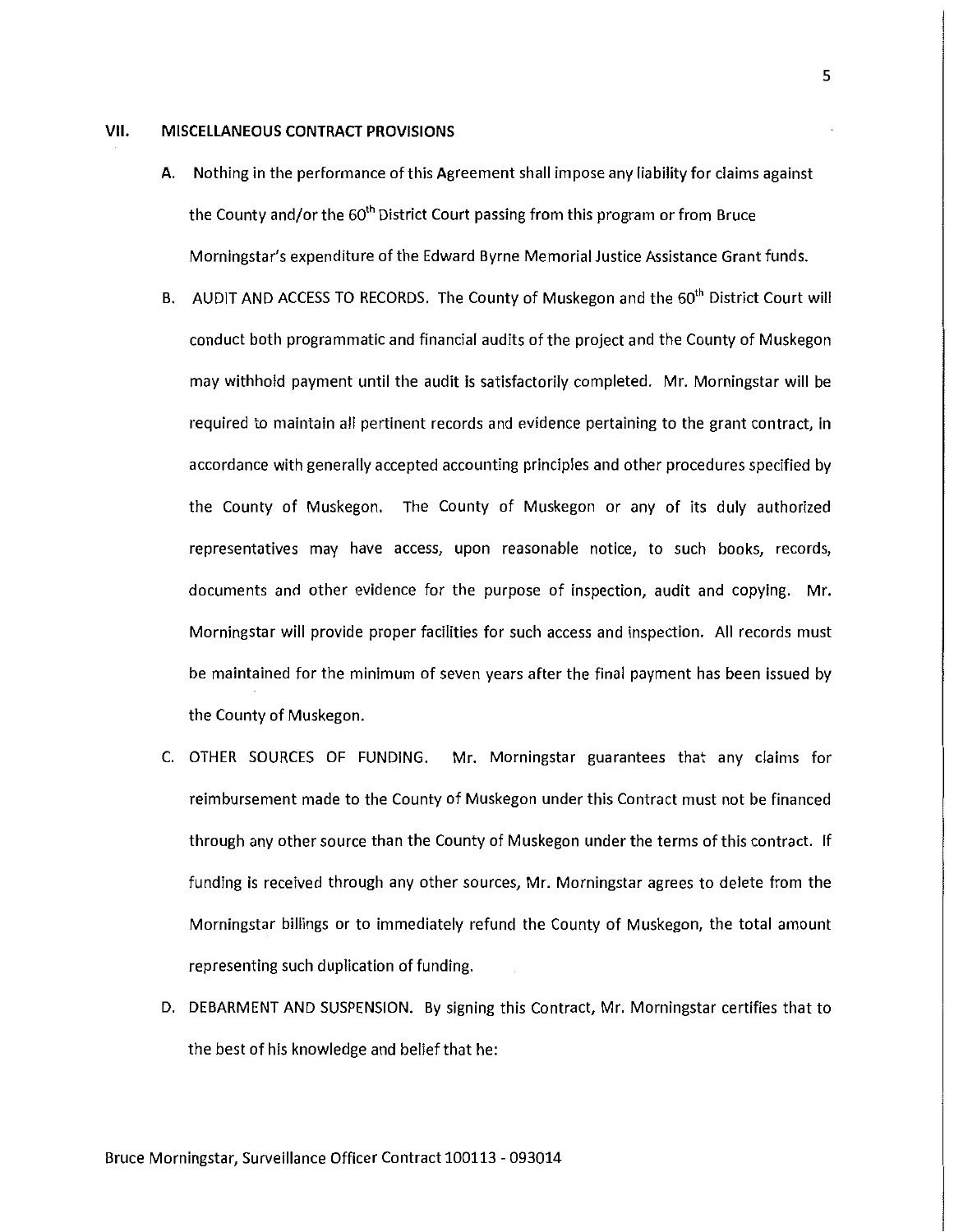## VII. MISCELLANEOUS CONTRACT PROVISIONS

A. Nothing in the performance of this Agreement shall impose any liability for claims against the County and/or the 60th District Court passing from this program or from Bruce Morningstar's expenditure of the Edward Byrne Memorial Justice Assistance Grant funds.

B. AUDIT AND ACCESS TO RECORDS. The County of Muskegon and the 60th District Court will conduct both programmatic and financial audits of the project and the County of Muskegon may withhold payment until the audit is satisfactorily completed. Mr. Morningstar will be required to maintain all pertinent records and evidence pertaining to the grant contract, in accordance with generally accepted accounting principles and other procedures specified by the County of Muskegon. The County of Muskegon or any of its duly authorized representatives may have access, upon reasonable notice, to such books, records, documents and other evidence for the purpose of inspection, audit and copying. Mr. Morningstar will provide proper facilities for such access and inspection. All records must be maintained for the minimum of seven years after the final payment has been issued by the County of Muskegon.

C. OTHER SOURCES OF FUNDING. Mr. Morningstar guarantees that any claims for reimbursement made to the County of Muskegon under this Contract must not be financed through any other source than the County of Muskegon under the terms of this contract. If funding is received through any other sources, Mr. Morningstar agrees to delete from the Morningstar billings or to immediately refund the County of Muskegon, the total amount representing such duplication of funding.

D. DEBARMENT AND SUSPENSION. By signing this Contract, Mr. Morningstar certifies that to the best of his knowledge and belief that he: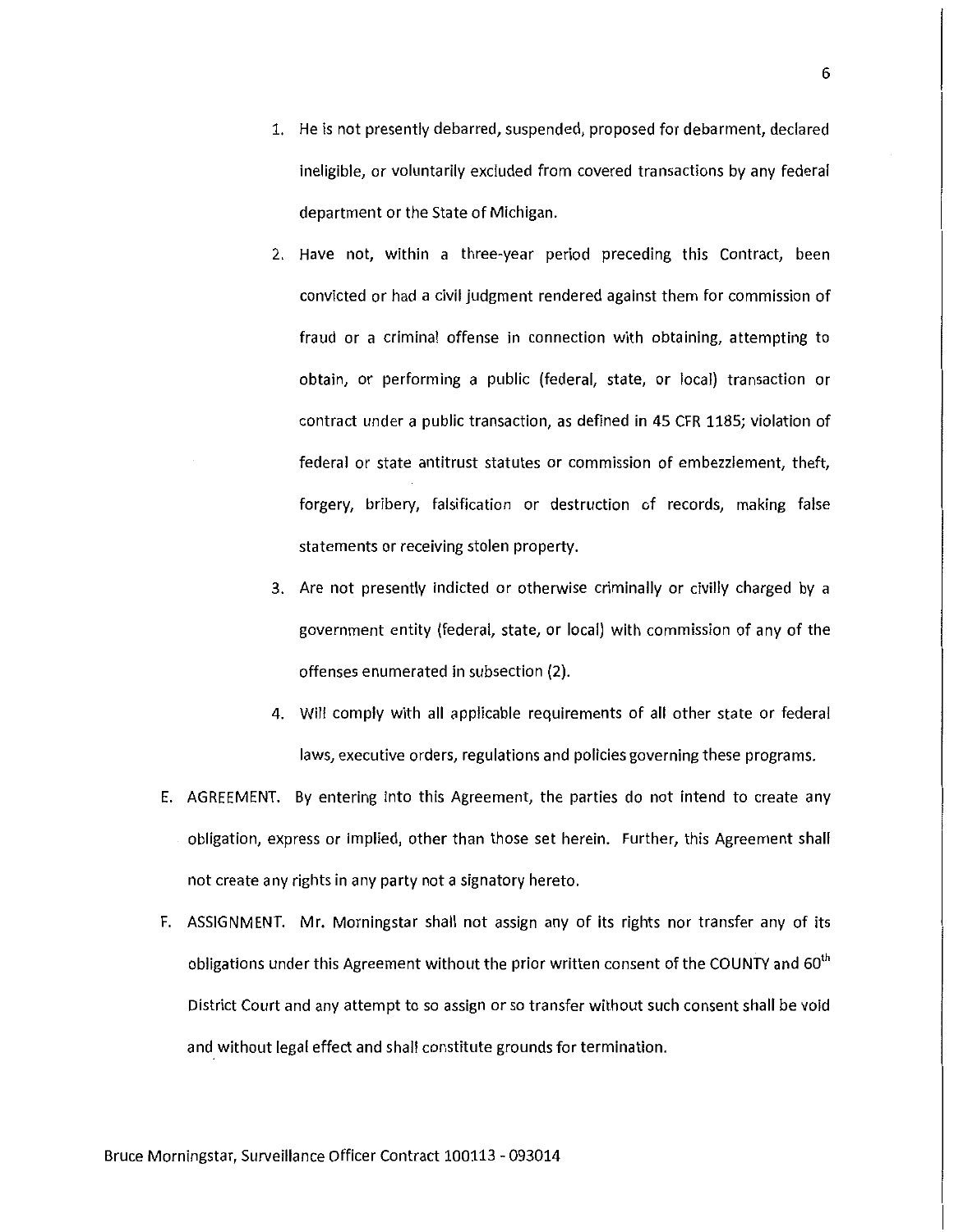1. He is not presently debarred, suspended, proposed for debarment, declared ineligible, or voluntarily excluded from covered transactions by any federal department or the State of Michigan.
2. Have not, within a three-year period preceding this Contract, been convicted or had a civil judgment rendered against them for commission of fraud or a criminal offense in connection with obtaining, attempting to obtain, or performing a public (federal, state, or local) transaction or contract under a public transaction, as defined in 45 CFR 1185; violation of federal or state antitrust statutes or commission of embezzlement, theft, forgery, bribery, falsification or destruction of records, making false statements or receiving stolen property.
3. Are not presently indicted or otherwise criminally or civilly charged by a government entity (federal, state, or local) with commission of any of the offenses enumerated in subsection (2).
4. Will comply with all applicable requirements of all other state or federal laws, executive orders, regulations and policies governing these programs.

E. AGREEMENT. By entering into this Agreement, the parties do not intend to create any obligation, express or implied, other than those set herein. Further, this Agreement shall not create any rights in any party not a signatory hereto.

F. ASSIGNMENT. Mr. Morningstar shall not assign any of its rights nor transfer any of its obligations under this Agreement without the prior written consent of the COUNTY and 60th District Court and any attempt to so assign or so transfer without such consent shall be void and without legal effect and shall constitute grounds for termination.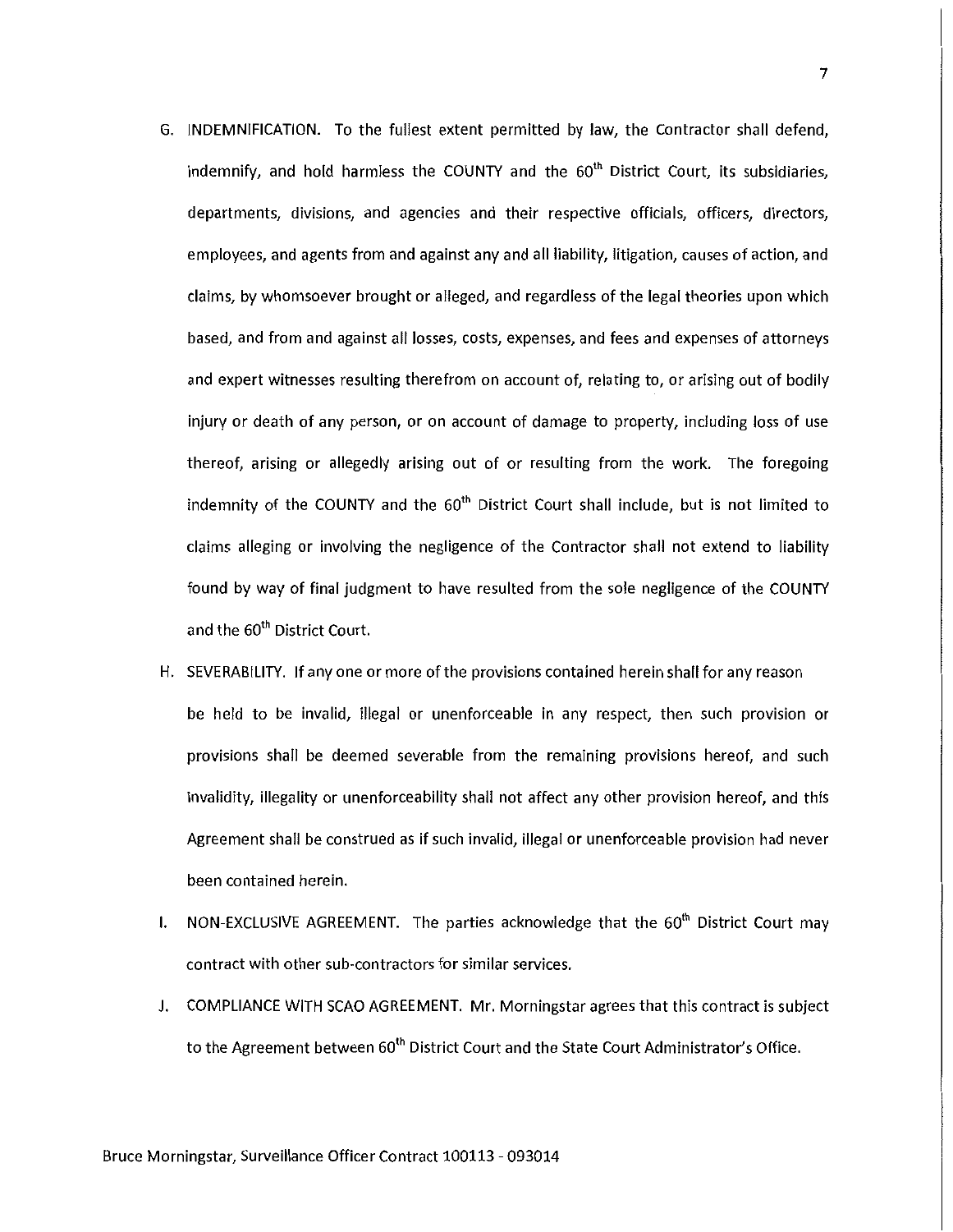G. INDEMNIFICATION. To the fullest extent permitted by law, the Contractor shall defend, indemnify, and hold harmless the COUNTY and the 60th District Court, its subsidiaries, departments, divisions, and agencies and their respective officials, officers, directors, employees, and agents from and against any and all liability, litigation, causes of action, and claims, by whomsoever brought or alleged, and regardless of the legal theories upon which based, and from and against all losses, costs, expenses, and fees and expenses of attorneys and expert witnesses resulting therefrom on account of, relating to, or arising out of bodily injury or death of any person, or on account of damage to property, including loss of use thereof, arising or allegedly arising out of or resulting from the work. The foregoing indemnity of the COUNTY and the 60th District Court shall include, but is not limited to claims alleging or involving the negligence of the Contractor shall not extend to liability found by way of final judgment to have resulted from the sole negligence of the COUNTY and the 60th District Court.

H. SEVERABILITY. If any one or more of the provisions contained herein shall for any reason be held to be invalid, illegal or unenforceable in any respect, then such provision or provisions shall be deemed severable from the remaining provisions hereof, and such invalidity, illegality or unenforceability shall not affect any other provision hereof, and this Agreement shall be construed as if such invalid, illegal or unenforceable provision had never been contained herein.

I. NON-EXCLUSIVE AGREEMENT. The parties acknowledge that the 60th District Court may contract with other sub-contractors for similar services.

J. COMPLIANCE WITH SCAO AGREEMENT. Mr. Morningstar agrees that this contract is subject to the Agreement between 60th District Court and the State Court Administrator's Office.

Bruce Morningstar, Surveillance Officer Contract 100113 - 093014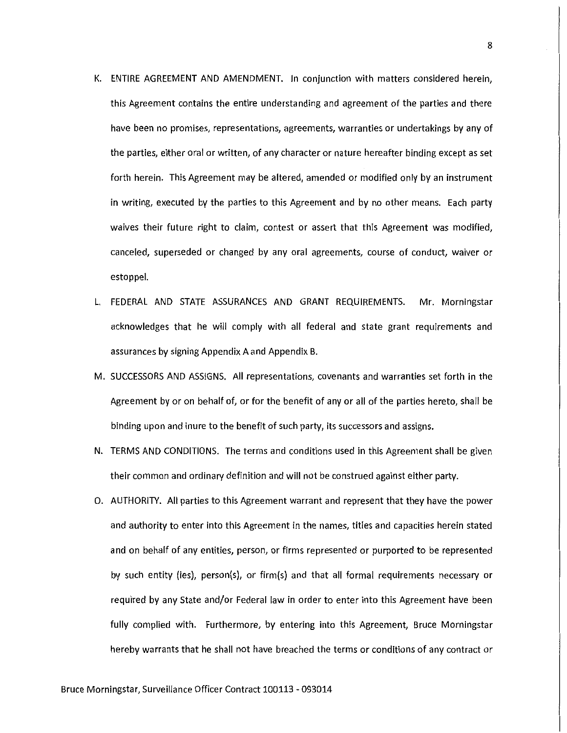K. ENTIRE AGREEMENT AND AMENDMENT. In conjunction with matters considered herein, this Agreement contains the entire understanding and agreement of the parties and there have been no promises, representations, agreements, warranties or undertakings by any of the parties, either oral or written, of any character or nature hereafter binding except as set forth herein. This Agreement may be altered, amended or modified only by an instrument in writing, executed by the parties to this Agreement and by no other means. Each party waives their future right to claim, contest or assert that this Agreement was modified, canceled, superseded or changed by any oral agreements, course of conduct, waiver or estoppel.

L. FEDERAL AND STATE ASSURANCES AND GRANT REQUIREMENTS. Mr. Morningstar acknowledges that he will comply with all federal and state grant requirements and assurances by signing Appendix A and Appendix B.

M. SUCCESSORS AND ASSIGNS. All representations, covenants and warranties set forth in the Agreement by or on behalf of, or for the benefit of any or all of the parties hereto, shall be binding upon and inure to the benefit of such party, its successors and assigns.

N. TERMS AND CONDITIONS. The terms and conditions used in this Agreement shall be given their common and ordinary definition and will not be construed against either party.

O. AUTHORITY. All parties to this Agreement warrant and represent that they have the power and authority to enter into this Agreement in the names, titles and capacities herein stated and on behalf of any entities, person, or firms represented or purported to be represented by such entity (ies), person(s), or firm(s) and that all formal requirements necessary or required by any State and/or Federal law in order to enter into this Agreement have been fully complied with. Furthermore, by entering into this Agreement, Bruce Morningstar hereby warrants that he shall not have breached the terms or conditions of any contract or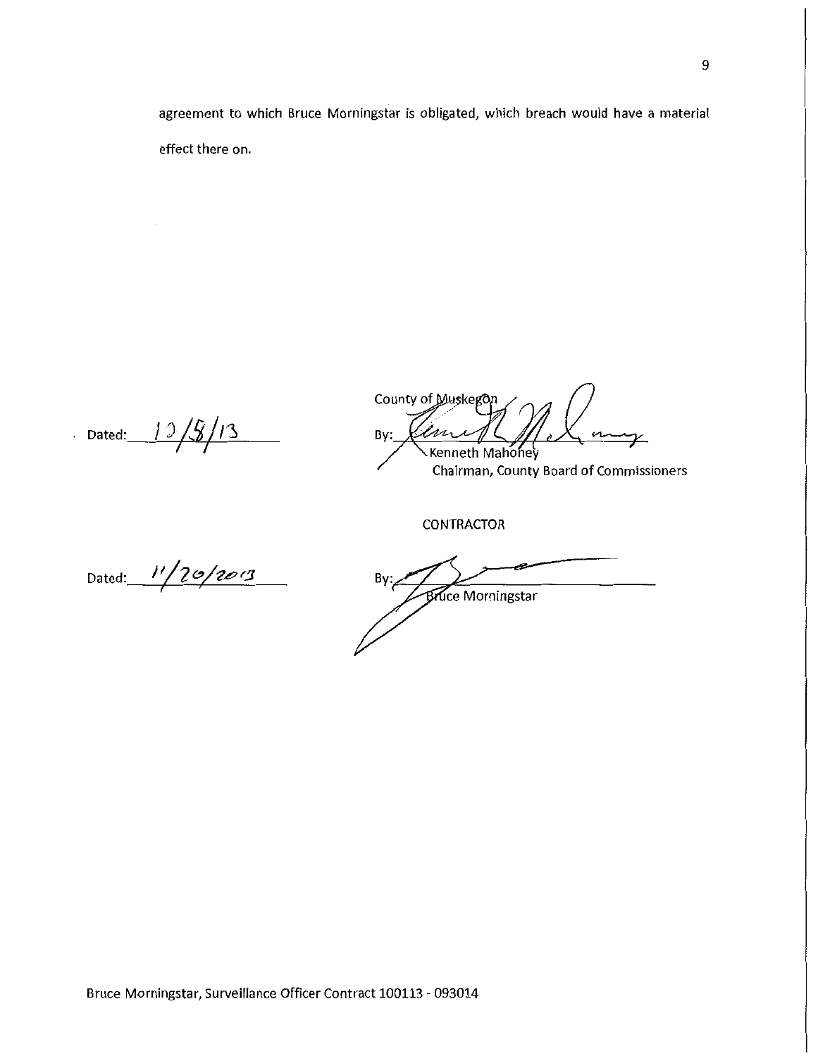agreement to which Bruce Morningstar is obligated, which breach would have a material effect there on.

Dated: 10/8/13

County of Muskegon

By: ______________________

Kenneth Mahoney
Chairman, County Board of Commissioners

CONTRACTOR

Dated: 11/20/2013

By: ______________________

Bruce Morningstar

Bruce Morningstar, Surveillance Officer Contract 100113 - 093014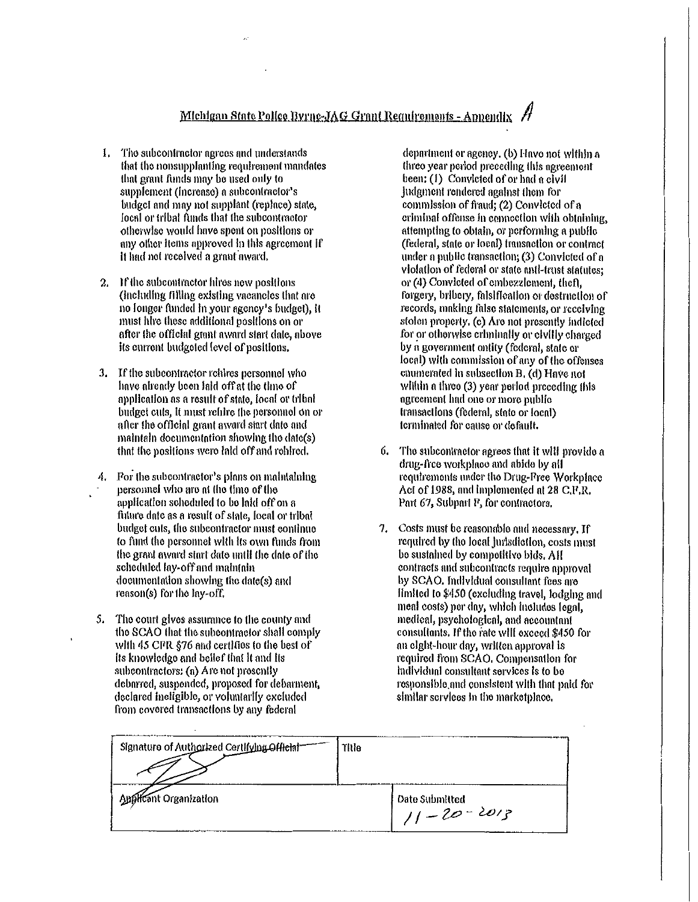## Michigan State Police Byrne-JAG Grant Requirements - Appendix A

1. The subcontractor agrees and understands that the nonsupplanting requirement mandates that grant funds may be used only to supplement (increase) a subcontractor's budget and may not supplant (replace) state, local or tribal funds that the subcontractor otherwise would have spent on positions or any other items approved in this agreement if it had not received a grant award.

2. If the subcontractor hires new positions (including filling existing vacancies that are no longer funded in your agency's budget), it must hire these additional positions on or after the official grant award start date, above its current budgeted level of positions.

3. If the subcontractor rehires personnel who have already been laid off at the time of application as a result of state, local or tribal budget cuts, it must rehire the personnel on or after the official grant award start date and maintain documentation showing the date(s) that the positions were laid off and rehired.

4. For the subcontractor's plans on maintaining personnel who are at the time of the application scheduled to be laid off on a future date as a result of state, local or tribal budget cuts, the subcontractor must continue to fund the personnel with its own funds from the grant award start date until the date of the scheduled lay-off and maintain documentation showing the date(s) and reason(s) for the lay-off.

5. The court gives assurance to the county and the SCAO that the subcontractor shall comply with 45 CFR §76 and certifies to the best of its knowledge and belief that it and its subcontractors: (a) Are not presently debarred, suspended, proposed for debarment, declared ineligible, or voluntarily excluded from covered transactions by any federal department or agency. (b) Have not within a three year period preceding this agreement been: (1) Convicted of or had a civil judgment rendered against them for commission of fraud; (2) Convicted of a criminal offense in connection with obtaining, attempting to obtain, or performing a public (federal, state or local) transaction or contract under a public transaction; (3) Convicted of a violation of federal or state anti-trust statutes; or (4) Convicted of embezzlement, theft, forgery, bribery, falsification or destruction of records, making false statements, or receiving stolen property. (c) Are not presently indicted for or otherwise criminally or civilly charged by a government entity (federal, state or local) with commission of any of the offenses enumerated in subsection B. (d) Have not within a three (3) year period preceding this agreement had one or more public transactions (federal, state or local) terminated for cause or default.

6. The subcontractor agrees that it will provide a drug-free workplace and abide by all requirements under the Drug-Free Workplace Act of 1988, and implemented at 28 C.F.R. Part 67, Subpart F, for contractors.

7. Costs must be reasonable and necessary. If required by the local jurisdiction, costs must be sustained by competitive bids. All contracts and subcontracts require approval by SCAO. Individual consultant fees are limited to $450 (excluding travel, lodging and meal costs) per day, which includes legal, medical, psychological, and accountant consultants. If the rate will exceed $450 for an eight-hour day, written approval is required from SCAO. Compensation for individual consultant services is to be responsible and consistent with that paid for similar services in the marketplace.

| Signature of Authorized Certifying Official | Title |
|---|---|
| Applicant Organization | Date Submitted 11-20-2013 |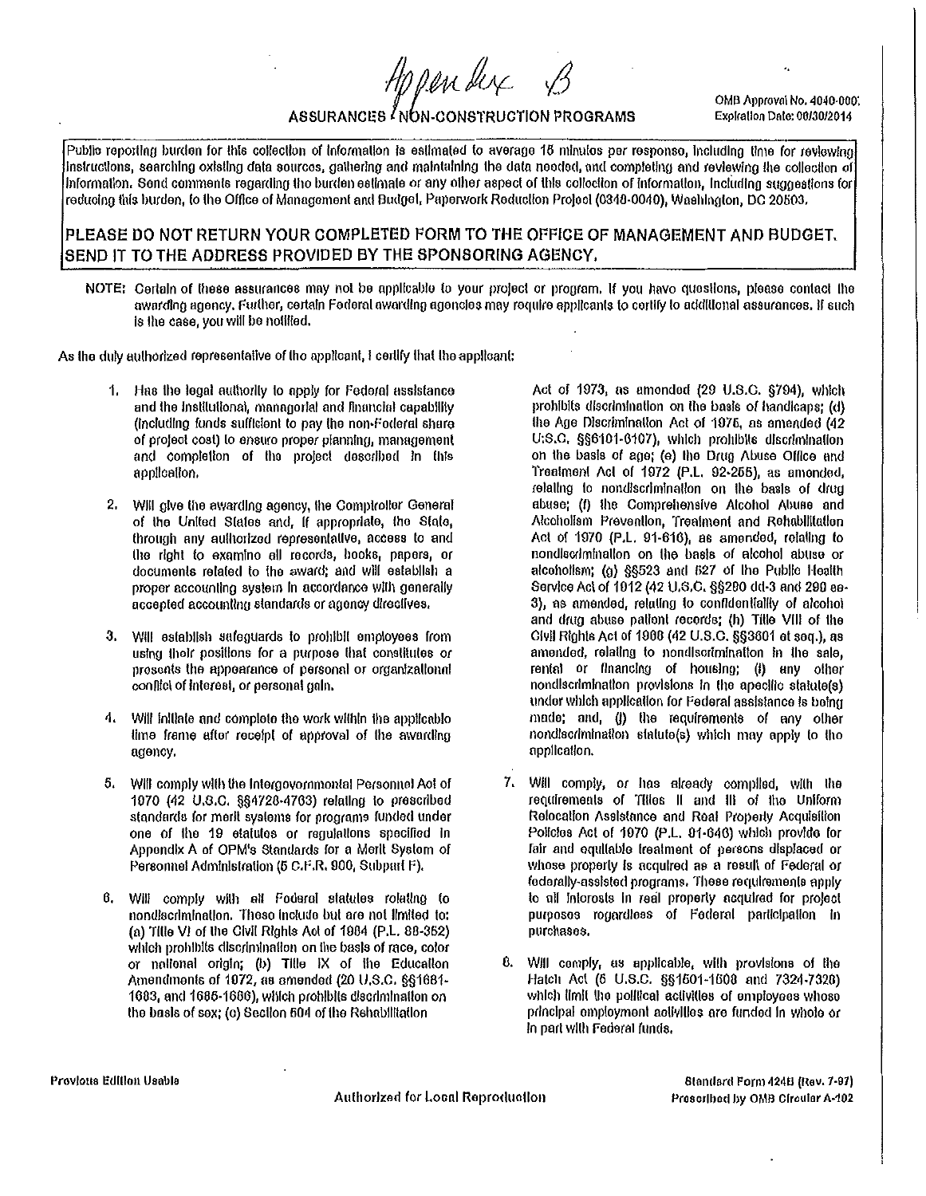Appendix B

# ASSURANCES - NON-CONSTRUCTION PROGRAMS

OMB Approval No. 4040-0007
Expiration Date: 06/30/2014

Public reporting burden for this collection of information is estimated to average 15 minutes per response, including time for reviewing instructions, searching existing data sources, gathering and maintaining the data needed, and completing and reviewing the collection of information. Send comments regarding the burden estimate or any other aspect of this collection of information, including suggestions for reducing this burden, to the Office of Management and Budget, Paperwork Reduction Project (0348-0040), Washington, DC 20503.

**PLEASE DO NOT RETURN YOUR COMPLETED FORM TO THE OFFICE OF MANAGEMENT AND BUDGET. SEND IT TO THE ADDRESS PROVIDED BY THE SPONSORING AGENCY.**

NOTE: Certain of these assurances may not be applicable to your project or program. If you have questions, please contact the awarding agency. Further, certain Federal awarding agencies may require applicants to certify to additional assurances. If such is the case, you will be notified.

As the duly authorized representative of the applicant, I certify that the applicant:

1. Has the legal authority to apply for Federal assistance and the institutional, managerial and financial capability (including funds sufficient to pay the non-Federal share of project cost) to ensure proper planning, management and completion of the project described in this application.

2. Will give the awarding agency, the Comptroller General of the United States and, if appropriate, the State, through any authorized representative, access to and the right to examine all records, books, papers, or documents related to the award; and will establish a proper accounting system in accordance with generally accepted accounting standards or agency directives.

3. Will establish safeguards to prohibit employees from using their positions for a purpose that constitutes or presents the appearance of personal or organizational conflict of interest, or personal gain.

4. Will initiate and complete the work within the applicable time frame after receipt of approval of the awarding agency.

5. Will comply with the Intergovernmental Personnel Act of 1970 (42 U.S.C. §§4728-4763) relating to prescribed standards for merit systems for programs funded under one of the 19 statutes or regulations specified in Appendix A of OPM's Standards for a Merit System of Personnel Administration (5 C.F.R. 900, Subpart F).

6. Will comply with all Federal statutes relating to nondiscrimination. These include but are not limited to: (a) Title VI of the Civil Rights Act of 1964 (P.L. 88-352) which prohibits discrimination on the basis of race, color or national origin; (b) Title IX of the Education Amendments of 1972, as amended (20 U.S.C. §§1681-1683, and 1685-1686), which prohibits discrimination on the basis of sex; (c) Section 504 of the Rehabilitation Act of 1973, as amended (29 U.S.C. §794), which prohibits discrimination on the basis of handicaps; (d) the Age Discrimination Act of 1975, as amended (42 U.S.C. §§6101-6107), which prohibits discrimination on the basis of age; (e) the Drug Abuse Office and Treatment Act of 1972 (P.L. 92-255), as amended, relating to nondiscrimination on the basis of drug abuse; (f) the Comprehensive Alcohol Abuse and Alcoholism Prevention, Treatment and Rehabilitation Act of 1970 (P.L. 91-616), as amended, relating to nondiscrimination on the basis of alcohol abuse or alcoholism; (g) §§523 and 527 of the Public Health Service Act of 1912 (42 U.S.C. §§290 dd-3 and 290 ee-3), as amended, relating to confidentiality of alcohol and drug abuse patient records; (h) Title VIII of the Civil Rights Act of 1968 (42 U.S.C. §§3601 et seq.), as amended, relating to nondiscrimination in the sale, rental or financing of housing; (i) any other nondiscrimination provisions in the specific statute(s) under which application for Federal assistance is being made; and, (j) the requirements of any other nondiscrimination statute(s) which may apply to the application.

7. Will comply, or has already complied, with the requirements of Titles II and III of the Uniform Relocation Assistance and Real Property Acquisition Policies Act of 1970 (P.L. 91-646) which provide for fair and equitable treatment of persons displaced or whose property is acquired as a result of Federal or federally-assisted programs. These requirements apply to all interests in real property acquired for project purposes regardless of Federal participation in purchases.

8. Will comply, as applicable, with provisions of the Hatch Act (5 U.S.C. §§1501-1508 and 7324-7328) which limit the political activities of employees whose principal employment activities are funded in whole or in part with Federal funds.

Previous Edition Usable

Authorized for Local Reproduction

Standard Form 424B (Rev. 7-97)
Prescribed by OMB Circular A-102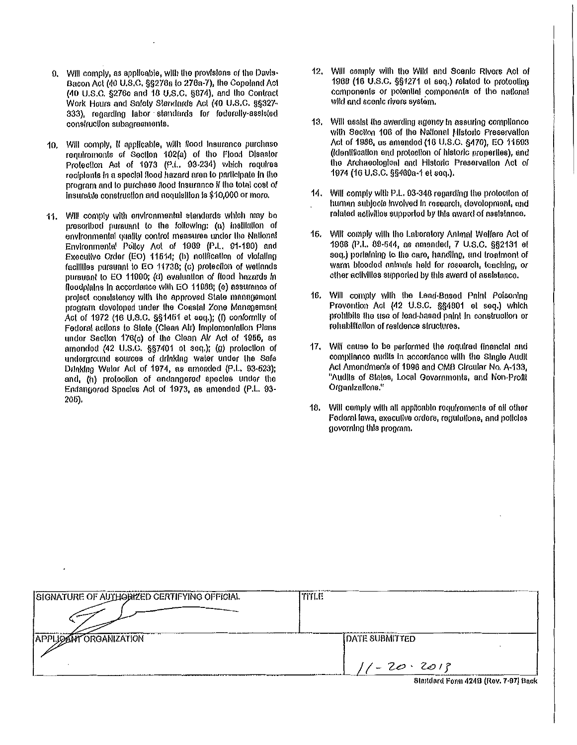9. Will comply, as applicable, with the provisions of the Davis-Bacon Act (40 U.S.C. §§276a to 276a-7), the Copeland Act (40 U.S.C. §276c and 18 U.S.C. §874), and the Contract Work Hours and Safety Standards Act (40 U.S.C. §§327-333), regarding labor standards for federally-assisted construction subagreements.

10. Will comply, if applicable, with flood insurance purchase requirements of Section 102(a) of the Flood Disaster Protection Act of 1973 (P.L. 93-234) which requires recipients in a special flood hazard area to participate in the program and to purchase flood insurance if the total cost of insurable construction and acquisition is $10,000 or more.

11. Will comply with environmental standards which may be prescribed pursuant to the following: (a) institution of environmental quality control measures under the National Environmental Policy Act of 1969 (P.L. 91-190) and Executive Order (EO) 11514; (b) notification of violating facilities pursuant to EO 11738; (c) protection of wetlands pursuant to EO 11990; (d) evaluation of flood hazards in floodplains in accordance with EO 11988; (e) assurance of project consistency with the approved State management program developed under the Coastal Zone Management Act of 1972 (16 U.S.C. §§1451 et seq.); (f) conformity of Federal actions to State (Clean Air) Implementation Plans under Section 176(c) of the Clean Air Act of 1955, as amended (42 U.S.C. §§7401 et seq.); (g) protection of underground sources of drinking water under the Safe Drinking Water Act of 1974, as amended (P.L. 93-523); and, (h) protection of endangered species under the Endangered Species Act of 1973, as amended (P.L. 93-205).

12. Will comply with the Wild and Scenic Rivers Act of 1968 (16 U.S.C. §§1271 et seq.) related to protecting components or potential components of the national wild and scenic rivers system.

13. Will assist the awarding agency in assuring compliance with Section 106 of the National Historic Preservation Act of 1966, as amended (16 U.S.C. §470), EO 11593 (identification and protection of historic properties), and the Archaeological and Historic Preservation Act of 1974 (16 U.S.C. §§469a-1 et seq.).

14. Will comply with P.L. 93-348 regarding the protection of human subjects involved in research, development, and related activities supported by this award of assistance.

15. Will comply with the Laboratory Animal Welfare Act of 1966 (P.L. 89-544, as amended, 7 U.S.C. §§2131 et seq.) pertaining to the care, handling, and treatment of warm blooded animals held for research, teaching, or other activities supported by this award of assistance.

16. Will comply with the Lead-Based Paint Poisoning Prevention Act (42 U.S.C. §§4801 et seq.) which prohibits the use of lead-based paint in construction or rehabilitation of residence structures.

17. Will cause to be performed the required financial and compliance audits in accordance with the Single Audit Act Amendments of 1996 and OMB Circular No. A-133, "Audits of States, Local Governments, and Non-Profit Organizations."

18. Will comply with all applicable requirements of all other Federal laws, executive orders, regulations, and policies governing this program.

| SIGNATURE OF AUTHORIZED CERTIFYING OFFICIAL | TITLE |
|---|---|
| [signature] | |
| **APPLICANT ORGANIZATION** | **DATE SUBMITTED** |
| | 11-20-2013 |

Standard Form 424B (Rev. 7-97) Back